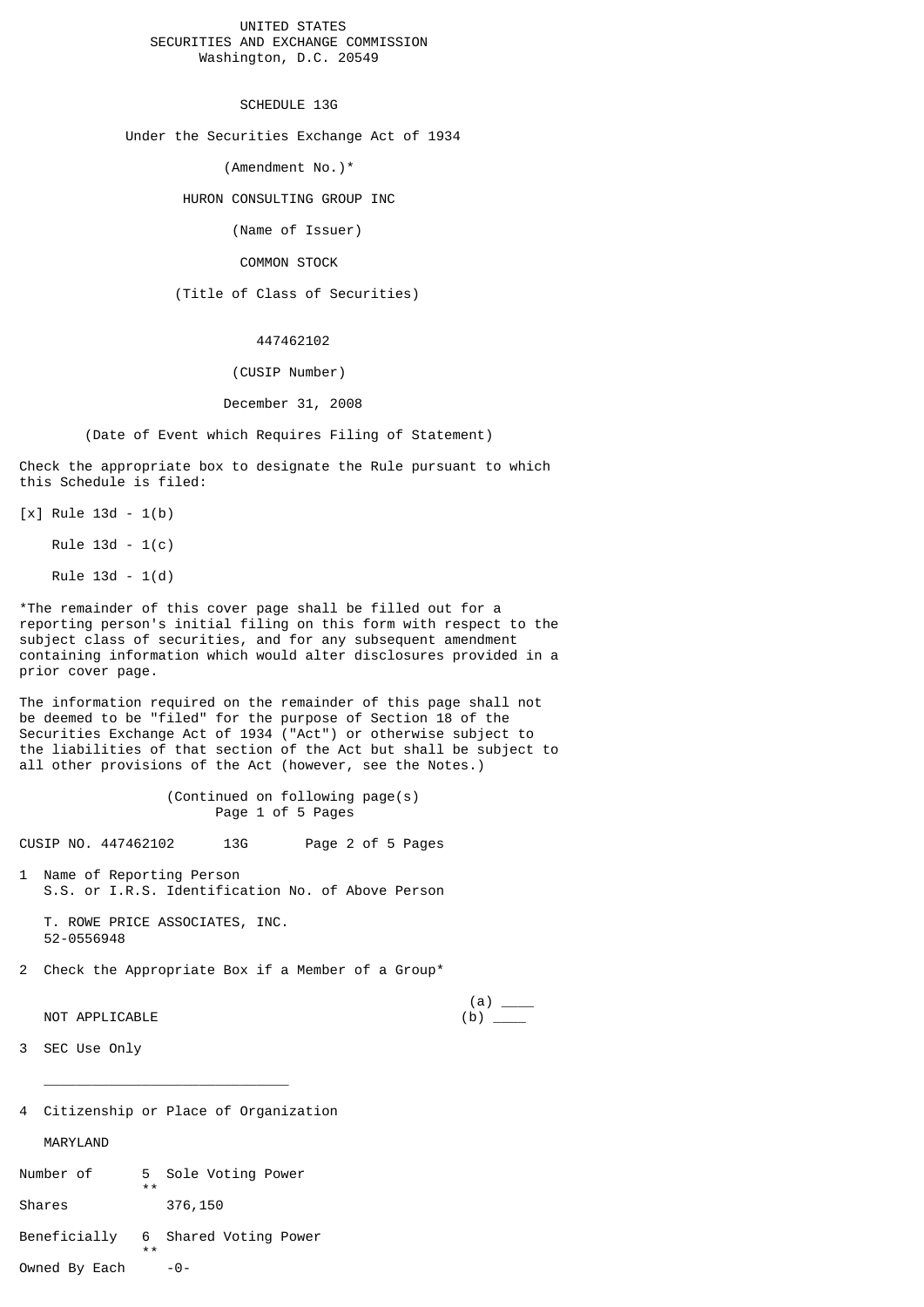UNITED STATES
SECURITIES AND EXCHANGE COMMISSION
Washington, D.C. 20549

# SCHEDULE 13G

Under the Securities Exchange Act of 1934

(Amendment No.)*

HURON CONSULTING GROUP INC

(Name of Issuer)

COMMON STOCK

(Title of Class of Securities)

447462102

(CUSIP Number)

December 31, 2008

(Date of Event which Requires Filing of Statement)

Check the appropriate box to designate the Rule pursuant to which this Schedule is filed:

[x] Rule 13d - 1(b)

Rule 13d - 1(c)

Rule 13d - 1(d)

*The remainder of this cover page shall be filled out for a reporting person's initial filing on this form with respect to the subject class of securities, and for any subsequent amendment containing information which would alter disclosures provided in a prior cover page.

The information required on the remainder of this page shall not be deemed to be "filed" for the purpose of Section 18 of the Securities Exchange Act of 1934 ("Act") or otherwise subject to the liabilities of that section of the Act but shall be subject to all other provisions of the Act (however, see the Notes.)

(Continued on following page(s)

CUSIP NO. 447462102 13G

1 Name of Reporting Person
S.S. or I.R.S. Identification No. of Above Person

T. ROWE PRICE ASSOCIATES, INC.
52-0556948

2 Check the Appropriate Box if a Member of a Group*

NOT APPLICABLE (a) ____ (b) ____

3 SEC Use Only

_____________________________

4 Citizenship or Place of Organization

MARYLAND

Number of Shares Beneficially Owned By Each

5 Sole Voting Power ** 376,150

6 Shared Voting Power ** -0-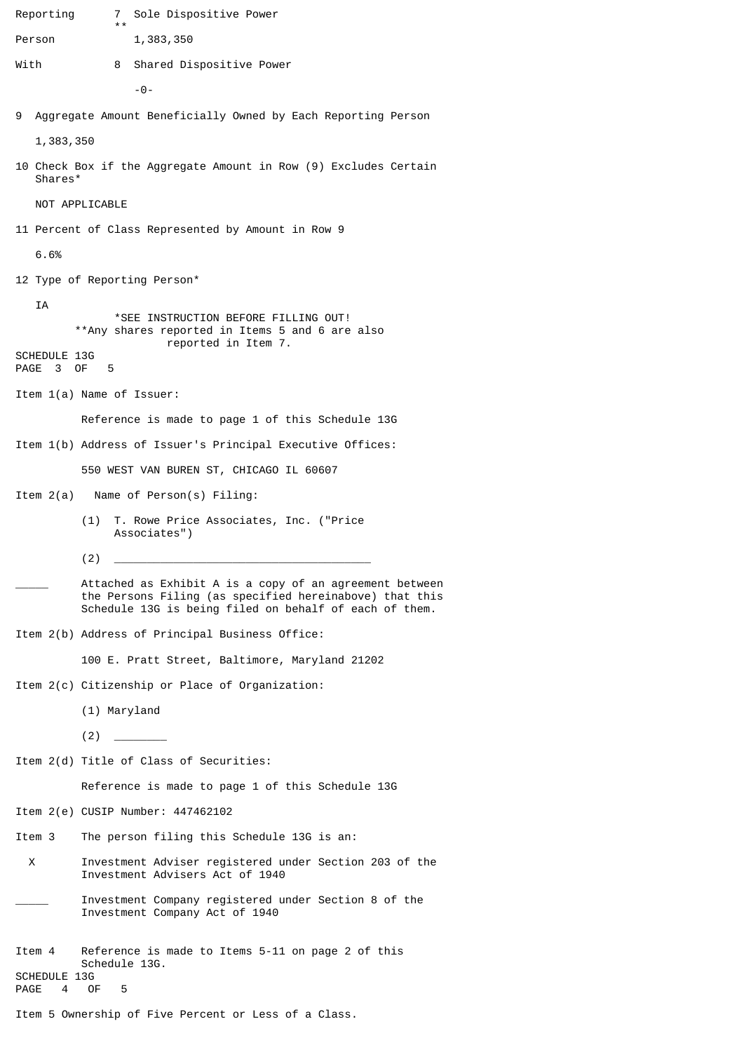| Reporting | 7 Sole Dispositive Power ** |
|---|---|
| Person | 1,383,350 |
| With | 8 Shared Dispositive Power |
| | -0- |

9 Aggregate Amount Beneficially Owned by Each Reporting Person

1,383,350

10 Check Box if the Aggregate Amount in Row (9) Excludes Certain Shares*

NOT APPLICABLE

11 Percent of Class Represented by Amount in Row 9

6.6%

12 Type of Reporting Person*

IA

*SEE INSTRUCTION BEFORE FILLING OUT!
**Any shares reported in Items 5 and 6 are also reported in Item 7.

SCHEDULE 13G

Item 1(a) Name of Issuer:

Reference is made to page 1 of this Schedule 13G

Item 1(b) Address of Issuer's Principal Executive Offices:

550 WEST VAN BUREN ST, CHICAGO IL 60607

Item 2(a) Name of Person(s) Filing:

(1) T. Rowe Price Associates, Inc. ("Price Associates")

(2) ________________________________________

_____ Attached as Exhibit A is a copy of an agreement between the Persons Filing (as specified hereinabove) that this Schedule 13G is being filed on behalf of each of them.

Item 2(b) Address of Principal Business Office:

100 E. Pratt Street, Baltimore, Maryland 21202

Item 2(c) Citizenship or Place of Organization:

(1) Maryland

(2) ________

Item 2(d) Title of Class of Securities:

Reference is made to page 1 of this Schedule 13G

Item 2(e) CUSIP Number: 447462102

Item 3 The person filing this Schedule 13G is an:

X Investment Adviser registered under Section 203 of the Investment Advisers Act of 1940

_____ Investment Company registered under Section 8 of the Investment Company Act of 1940

Item 4 Reference is made to Items 5-11 on page 2 of this Schedule 13G.

SCHEDULE 13G

Item 5 Ownership of Five Percent or Less of a Class.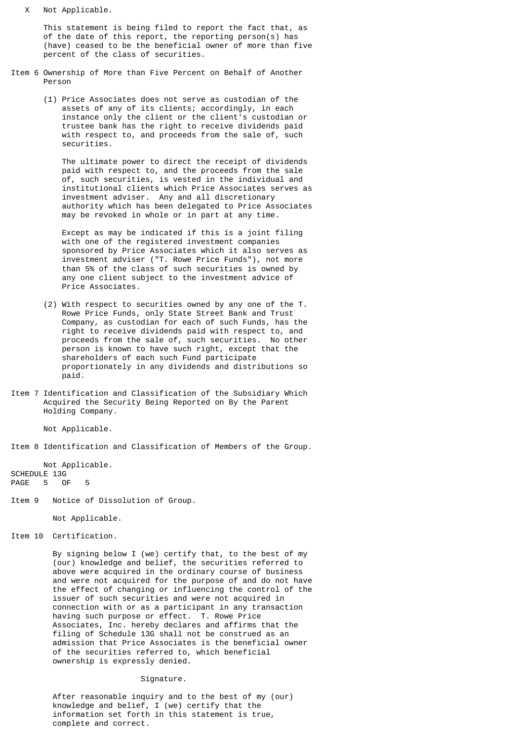X Not Applicable.

This statement is being filed to report the fact that, as of the date of this report, the reporting person(s) has (have) ceased to be the beneficial owner of more than five percent of the class of securities.

Item 6 Ownership of More than Five Percent on Behalf of Another Person

(1) Price Associates does not serve as custodian of the assets of any of its clients; accordingly, in each instance only the client or the client's custodian or trustee bank has the right to receive dividends paid with respect to, and proceeds from the sale of, such securities.

The ultimate power to direct the receipt of dividends paid with respect to, and the proceeds from the sale of, such securities, is vested in the individual and institutional clients which Price Associates serves as investment adviser. Any and all discretionary authority which has been delegated to Price Associates may be revoked in whole or in part at any time.

Except as may be indicated if this is a joint filing with one of the registered investment companies sponsored by Price Associates which it also serves as investment adviser ("T. Rowe Price Funds"), not more than 5% of the class of such securities is owned by any one client subject to the investment advice of Price Associates.

(2) With respect to securities owned by any one of the T. Rowe Price Funds, only State Street Bank and Trust Company, as custodian for each of such Funds, has the right to receive dividends paid with respect to, and proceeds from the sale of, such securities. No other person is known to have such right, except that the shareholders of each such Fund participate proportionately in any dividends and distributions so paid.

Item 7 Identification and Classification of the Subsidiary Which Acquired the Security Being Reported on By the Parent Holding Company.

Not Applicable.

Item 8 Identification and Classification of Members of the Group.

Not Applicable.

SCHEDULE 13G

Item 9 Notice of Dissolution of Group.

Not Applicable.

Item 10 Certification.

By signing below I (we) certify that, to the best of my (our) knowledge and belief, the securities referred to above were acquired in the ordinary course of business and were not acquired for the purpose of and do not have the effect of changing or influencing the control of the issuer of such securities and were not acquired in connection with or as a participant in any transaction having such purpose or effect. T. Rowe Price Associates, Inc. hereby declares and affirms that the filing of Schedule 13G shall not be construed as an admission that Price Associates is the beneficial owner of the securities referred to, which beneficial ownership is expressly denied.

Signature.

After reasonable inquiry and to the best of my (our) knowledge and belief, I (we) certify that the information set forth in this statement is true, complete and correct.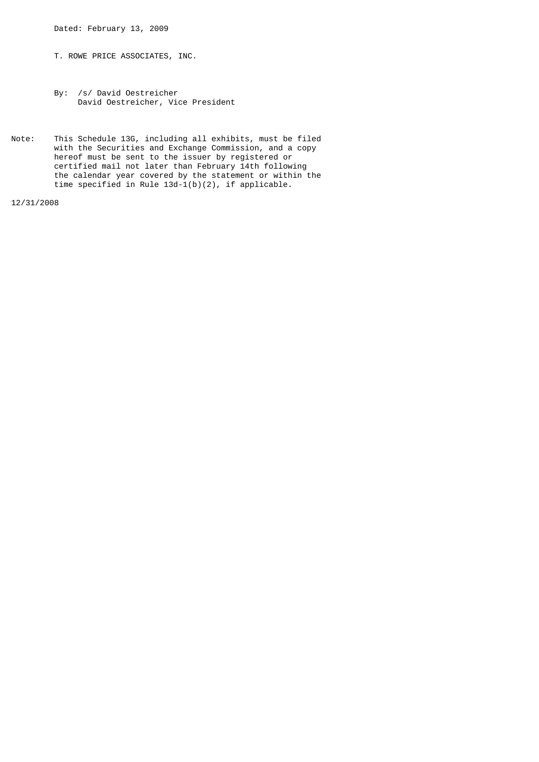Dated: February 13, 2009

T. ROWE PRICE ASSOCIATES, INC.

By: /s/ David Oestreicher
David Oestreicher, Vice President

Note: This Schedule 13G, including all exhibits, must be filed with the Securities and Exchange Commission, and a copy hereof must be sent to the issuer by registered or certified mail not later than February 14th following the calendar year covered by the statement or within the time specified in Rule 13d-1(b)(2), if applicable.

12/31/2008